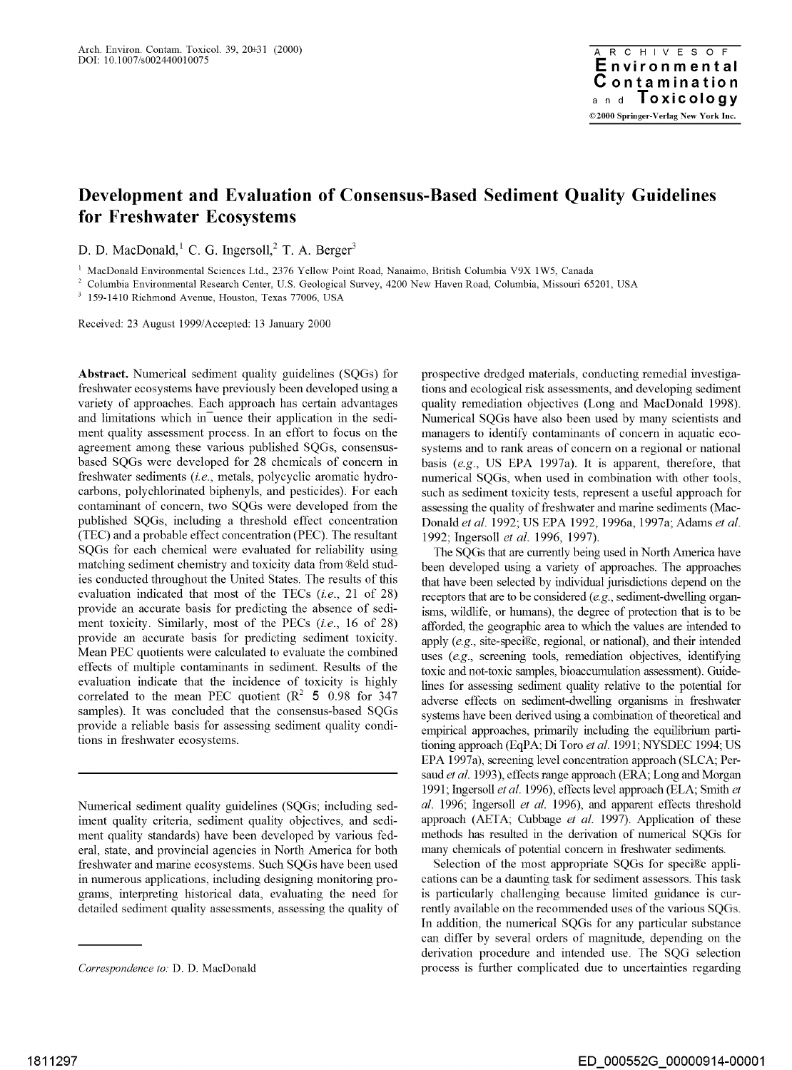# Development and Evaluation of Consensus-Based Sediment Quality Guidelines for Freshwater Ecosystems

D. D. MacDonald,[1] C. G. Ingersoll,[2] T. A. Berger[3]

[1] MacDonald Environmental Sciences Ltd., 2376 Yellow Point Road, Nanaimo, British Columbia V9X 1W5, Canada

[2] Columbia Environmental Research Center, U.S. Geological Survey, 4200 New Haven Road, Columbia, Missouri 65201, USA

[3] 159-1410 Richmond Avenue, Houston, Texas 77006, USA

Received: 23 August 1999/Accepted: 13 January 2000

**Abstract.** Numerical sediment quality guidelines (SQGs) for freshwater ecosystems have previously been developed using a variety of approaches. Each approach has certain advantages and limitations which influence their application in the sediment quality assessment process. In an effort to focus on the agreement among these various published SQGs, consensus-based SQGs were developed for 28 chemicals of concern in freshwater sediments (*i.e.*, metals, polycyclic aromatic hydrocarbons, polychlorinated biphenyls, and pesticides). For each contaminant of concern, two SQGs were developed from the published SQGs, including a threshold effect concentration (TEC) and a probable effect concentration (PEC). The resultant SQGs for each chemical were evaluated for reliability using matching sediment chemistry and toxicity data from field studies conducted throughout the United States. The results of this evaluation indicated that most of the TECs (*i.e.*, 21 of 28) provide an accurate basis for predicting the absence of sediment toxicity. Similarly, most of the PECs (*i.e.*, 16 of 28) provide an accurate basis for predicting sediment toxicity. Mean PEC quotients were calculated to evaluate the combined effects of multiple contaminants in sediment. Results of the evaluation indicate that the incidence of toxicity is highly correlated to the mean PEC quotient ($R^2 = 0.98$ for 347 samples). It was concluded that the consensus-based SQGs provide a reliable basis for assessing sediment quality conditions in freshwater ecosystems.

Numerical sediment quality guidelines (SQGs; including sediment quality criteria, sediment quality objectives, and sediment quality standards) have been developed by various federal, state, and provincial agencies in North America for both freshwater and marine ecosystems. Such SQGs have been used in numerous applications, including designing monitoring programs, interpreting historical data, evaluating the need for detailed sediment quality assessments, assessing the quality of prospective dredged materials, conducting remedial investigations and ecological risk assessments, and developing sediment quality remediation objectives (Long and MacDonald 1998). Numerical SQGs have also been used by many scientists and managers to identify contaminants of concern in aquatic ecosystems and to rank areas of concern on a regional or national basis (*e.g.*, US EPA 1997a). It is apparent, therefore, that numerical SQGs, when used in combination with other tools, such as sediment toxicity tests, represent a useful approach for assessing the quality of freshwater and marine sediments (MacDonald *et al.* 1992; US EPA 1992, 1996a, 1997a; Adams *et al.* 1992; Ingersoll *et al.* 1996, 1997).

The SQGs that are currently being used in North America have been developed using a variety of approaches. The approaches that have been selected by individual jurisdictions depend on the receptors that are to be considered (*e.g.*, sediment-dwelling organisms, wildlife, or humans), the degree of protection that is to be afforded, the geographic area to which the values are intended to apply (*e.g.*, site-specific, regional, or national), and their intended uses (*e.g.*, screening tools, remediation objectives, identifying toxic and not-toxic samples, bioaccumulation assessment). Guidelines for assessing sediment quality relative to the potential for adverse effects on sediment-dwelling organisms in freshwater systems have been derived using a combination of theoretical and empirical approaches, primarily including the equilibrium partitioning approach (EqPA; Di Toro *et al.* 1991; NYSDEC 1994; US EPA 1997a), screening level concentration approach (SLCA; Persaud *et al.* 1993), effects range approach (ERA; Long and Morgan 1991; Ingersoll *et al.* 1996), effects level approach (ELA; Smith *et al.* 1996; Ingersoll *et al.* 1996), and apparent effects threshold approach (AETA; Cubbage *et al.* 1997). Application of these methods has resulted in the derivation of numerical SQGs for many chemicals of potential concern in freshwater sediments.

Selection of the most appropriate SQGs for specific applications can be a daunting task for sediment assessors. This task is particularly challenging because limited guidance is currently available on the recommended uses of the various SQGs. In addition, the numerical SQGs for any particular substance can differ by several orders of magnitude, depending on the derivation procedure and intended use. The SQG selection process is further complicated due to uncertainties regarding

*Correspondence to:* D. D. MacDonald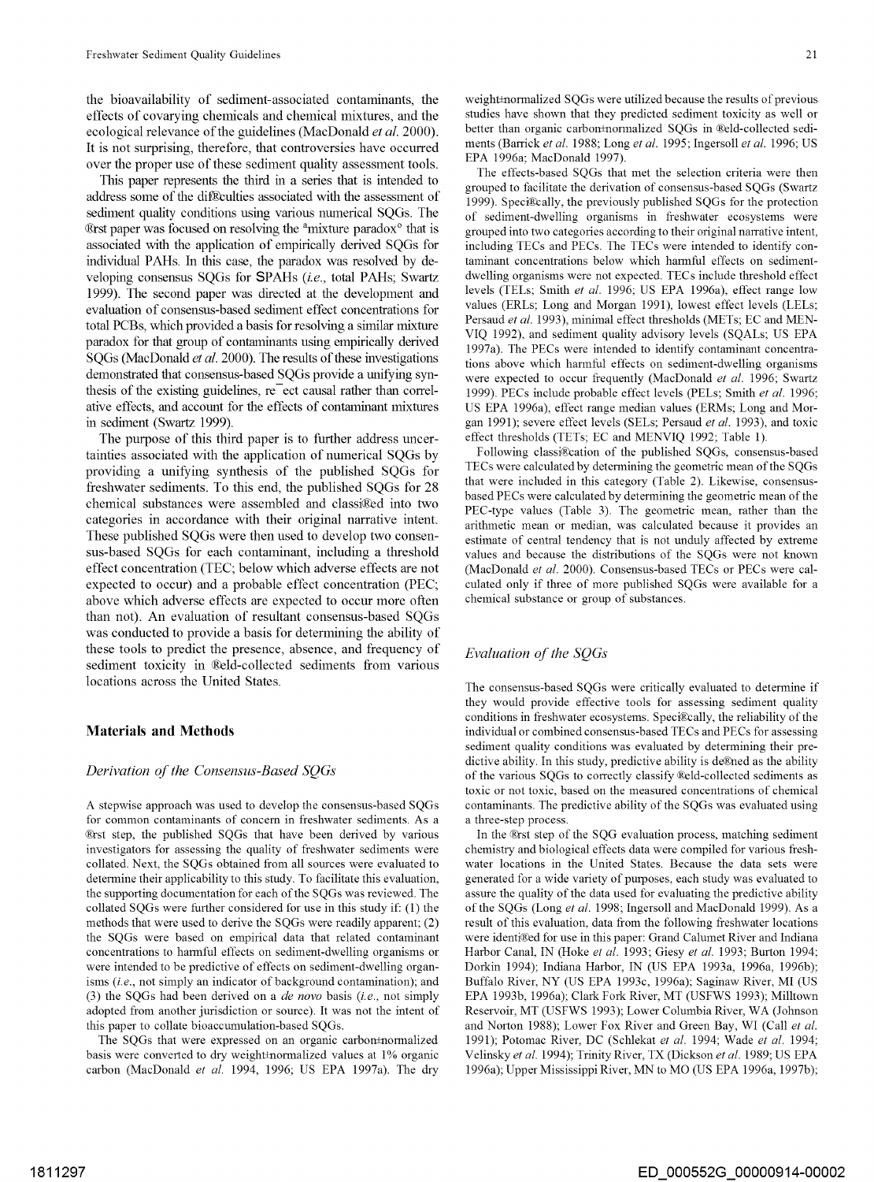the bioavailability of sediment-associated contaminants, the effects of covarying chemicals and chemical mixtures, and the ecological relevance of the guidelines (MacDonald *et al.* 2000). It is not surprising, therefore, that controversies have occurred over the proper use of these sediment quality assessment tools.

This paper represents the third in a series that is intended to address some of the difficulties associated with the assessment of sediment quality conditions using various numerical SQGs. The first paper was focused on resolving the "mixture paradox" that is associated with the application of empirically derived SQGs for individual PAHs. In this case, the paradox was resolved by developing consensus SQGs for ΣPAHs (*i.e.*, total PAHs; Swartz 1999). The second paper was directed at the development and evaluation of consensus-based sediment effect concentrations for total PCBs, which provided a basis for resolving a similar mixture paradox for that group of contaminants using empirically derived SQGs (MacDonald *et al.* 2000). The results of these investigations demonstrated that consensus-based SQGs provide a unifying synthesis of the existing guidelines, reflect causal rather than correlative effects, and account for the effects of contaminant mixtures in sediment (Swartz 1999).

The purpose of this third paper is to further address uncertainties associated with the application of numerical SQGs by providing a unifying synthesis of the published SQGs for freshwater sediments. To this end, the published SQGs for 28 chemical substances were assembled and classified into two categories in accordance with their original narrative intent. These published SQGs were then used to develop two consensus-based SQGs for each contaminant, including a threshold effect concentration (TEC; below which adverse effects are not expected to occur) and a probable effect concentration (PEC; above which adverse effects are expected to occur more often than not). An evaluation of resultant consensus-based SQGs was conducted to provide a basis for determining the ability of these tools to predict the presence, absence, and frequency of sediment toxicity in field-collected sediments from various locations across the United States.

## Materials and Methods

### *Derivation of the Consensus-Based SQGs*

A stepwise approach was used to develop the consensus-based SQGs for common contaminants of concern in freshwater sediments. As a first step, the published SQGs that have been derived by various investigators for assessing the quality of freshwater sediments were collated. Next, the SQGs obtained from all sources were evaluated to determine their applicability to this study. To facilitate this evaluation, the supporting documentation for each of the SQGs was reviewed. The collated SQGs were further considered for use in this study if: (1) the methods that were used to derive the SQGs were readily apparent; (2) the SQGs were based on empirical data that related contaminant concentrations to harmful effects on sediment-dwelling organisms or were intended to be predictive of effects on sediment-dwelling organisms (*i.e.*, not simply an indicator of background contamination); and (3) the SQGs had been derived on a *de novo* basis (*i.e.*, not simply adopted from another jurisdiction or source). It was not the intent of this paper to collate bioaccumulation-based SQGs.

The SQGs that were expressed on an organic carbon–normalized basis were converted to dry weight–normalized values at 1% organic carbon (MacDonald *et al.* 1994, 1996; US EPA 1997a). The dry weight–normalized SQGs were utilized because the results of previous studies have shown that they predicted sediment toxicity as well or better than organic carbon–normalized SQGs in field-collected sediments (Barrick *et al.* 1988; Long *et al.* 1995; Ingersoll *et al.* 1996; US EPA 1996a; MacDonald 1997).

The effects-based SQGs that met the selection criteria were then grouped to facilitate the derivation of consensus-based SQGs (Swartz 1999). Specifically, the previously published SQGs for the protection of sediment-dwelling organisms in freshwater ecosystems were grouped into two categories according to their original narrative intent, including TECs and PECs. The TECs were intended to identify contaminant concentrations below which harmful effects on sediment-dwelling organisms were not expected. TECs include threshold effect levels (TELs; Smith *et al.* 1996; US EPA 1996a), effect range low values (ERLs; Long and Morgan 1991), lowest effect levels (LELs; Persaud *et al.* 1993), minimal effect thresholds (METs; EC and MENVIQ 1992), and sediment quality advisory levels (SQALs; US EPA 1997a). The PECs were intended to identify contaminant concentrations above which harmful effects on sediment-dwelling organisms were expected to occur frequently (MacDonald *et al.* 1996; Swartz 1999). PECs include probable effect levels (PELs; Smith *et al.* 1996; US EPA 1996a), effect range median values (ERMs; Long and Morgan 1991), severe effect levels (SELs; Persaud *et al.* 1993), and toxic effect thresholds (TETs; EC and MENVIQ 1992; Table 1).

Following classification of the published SQGs, consensus-based TECs were calculated by determining the geometric mean of the SQGs that were included in this category (Table 2). Likewise, consensus-based PECs were calculated by determining the geometric mean of the PEC-type values (Table 3). The geometric mean, rather than the arithmetic mean or median, was calculated because it provides an estimate of central tendency that is not unduly affected by extreme values and because the distributions of the SQGs were not known (MacDonald *et al.* 2000). Consensus-based TECs or PECs were calculated only if three of more published SQGs were available for a chemical substance or group of substances.

### *Evaluation of the SQGs*

The consensus-based SQGs were critically evaluated to determine if they would provide effective tools for assessing sediment quality conditions in freshwater ecosystems. Specifically, the reliability of the individual or combined consensus-based TECs and PECs for assessing sediment quality conditions was evaluated by determining their predictive ability. In this study, predictive ability is defined as the ability of the various SQGs to correctly classify field-collected sediments as toxic or not toxic, based on the measured concentrations of chemical contaminants. The predictive ability of the SQGs was evaluated using a three-step process.

In the first step of the SQG evaluation process, matching sediment chemistry and biological effects data were compiled for various freshwater locations in the United States. Because the data sets were generated for a wide variety of purposes, each study was evaluated to assure the quality of the data used for evaluating the predictive ability of the SQGs (Long *et al.* 1998; Ingersoll and MacDonald 1999). As a result of this evaluation, data from the following freshwater locations were identified for use in this paper: Grand Calumet River and Indiana Harbor Canal, IN (Hoke *et al.* 1993; Giesy *et al.* 1993; Burton 1994; Dorkin 1994); Indiana Harbor, IN (US EPA 1993a, 1996a, 1996b); Buffalo River, NY (US EPA 1993c, 1996a); Saginaw River, MI (US EPA 1993b, 1996a); Clark Fork River, MT (USFWS 1993); Milltown Reservoir, MT (USFWS 1993); Lower Columbia River, WA (Johnson and Norton 1988); Lower Fox River and Green Bay, WI (Call *et al.* 1991); Potomac River, DC (Schlekat *et al.* 1994; Wade *et al.* 1994; Velinsky *et al.* 1994); Trinity River, TX (Dickson *et al.* 1989; US EPA 1996a); Upper Mississippi River, MN to MO (US EPA 1996a, 1997b);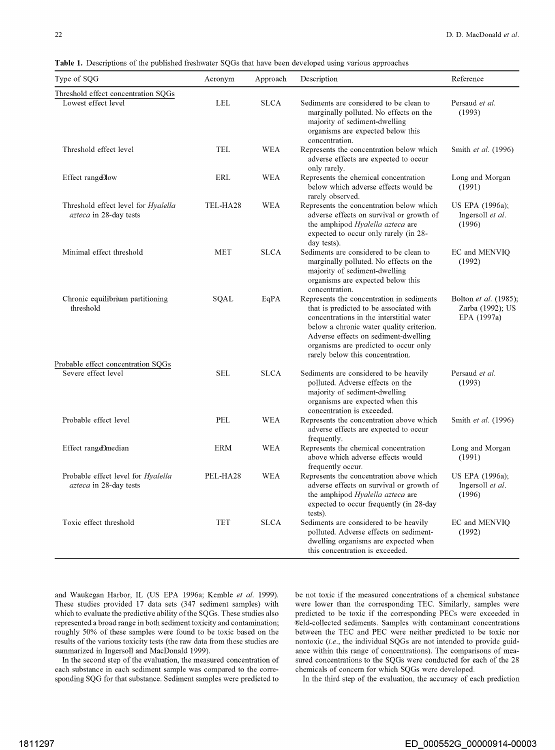**Table 1.** Descriptions of the published freshwater SQGs that have been developed using various approaches

| Type of SQG | Acronym | Approach | Description | Reference |
|---|---|---|---|---|
| Threshold effect concentration SQGs | | | | |
| Lowest effect level | LEL | SLCA | Sediments are considered to be clean to marginally polluted. No effects on the majority of sediment-dwelling organisms are expected below this concentration. | Persaud *et al.* (1993) |
| Threshold effect level | TEL | WEA | Represents the concentration below which adverse effects are expected to occur only rarely. | Smith *et al.* (1996) |
| Effect range–low | ERL | WEA | Represents the chemical concentration below which adverse effects would be rarely observed. | Long and Morgan (1991) |
| Threshold effect level for *Hyalella azteca* in 28-day tests | TEL-HA28 | WEA | Represents the concentration below which adverse effects on survival or growth of the amphipod *Hyalella azteca* are expected to occur only rarely (in 28-day tests). | US EPA (1996a); Ingersoll *et al.* (1996) |
| Minimal effect threshold | MET | SLCA | Sediments are considered to be clean to marginally polluted. No effects on the majority of sediment-dwelling organisms are expected below this concentration. | EC and MENVIQ (1992) |
| Chronic equilibrium partitioning threshold | SQAL | EqPA | Represents the concentration in sediments that is predicted to be associated with concentrations in the interstitial water below a chronic water quality criterion. Adverse effects on sediment-dwelling organisms are predicted to occur only rarely below this concentration. | Bolton *et al.* (1985); Zarba (1992); US EPA (1997a) |
| Probable effect concentration SQGs | | | | |
| Severe effect level | SEL | SLCA | Sediments are considered to be heavily polluted. Adverse effects on the majority of sediment-dwelling organisms are expected when this concentration is exceeded. | Persaud *et al.* (1993) |
| Probable effect level | PEL | WEA | Represents the concentration above which adverse effects are expected to occur frequently. | Smith *et al.* (1996) |
| Effect range–median | ERM | WEA | Represents the chemical concentration above which adverse effects would frequently occur. | Long and Morgan (1991) |
| Probable effect level for *Hyalella azteca* in 28-day tests | PEL-HA28 | WEA | Represents the concentration above which adverse effects on survival or growth of the amphipod *Hyalella azteca* are expected to occur frequently (in 28-day tests). | US EPA (1996a); Ingersoll *et al.* (1996) |
| Toxic effect threshold | TET | SLCA | Sediments are considered to be heavily polluted. Adverse effects on sediment-dwelling organisms are expected when this concentration is exceeded. | EC and MENVIQ (1992) |

and Waukegan Harbor, IL (US EPA 1996a; Kemble *et al.* 1999). These studies provided 17 data sets (347 sediment samples) with which to evaluate the predictive ability of the SQGs. These studies also represented a broad range in both sediment toxicity and contamination; roughly 50% of these samples were found to be toxic based on the results of the various toxicity tests (the raw data from these studies are summarized in Ingersoll and MacDonald 1999).

In the second step of the evaluation, the measured concentration of each substance in each sediment sample was compared to the corresponding SQG for that substance. Sediment samples were predicted to be not toxic if the measured concentrations of a chemical substance were lower than the corresponding TEC. Similarly, samples were predicted to be toxic if the corresponding PECs were exceeded in field-collected sediments. Samples with contaminant concentrations between the TEC and PEC were neither predicted to be toxic nor nontoxic (*i.e.*, the individual SQGs are not intended to provide guidance within this range of concentrations). The comparisons of measured concentrations to the SQGs were conducted for each of the 28 chemicals of concern for which SQGs were developed.

In the third step of the evaluation, the accuracy of each prediction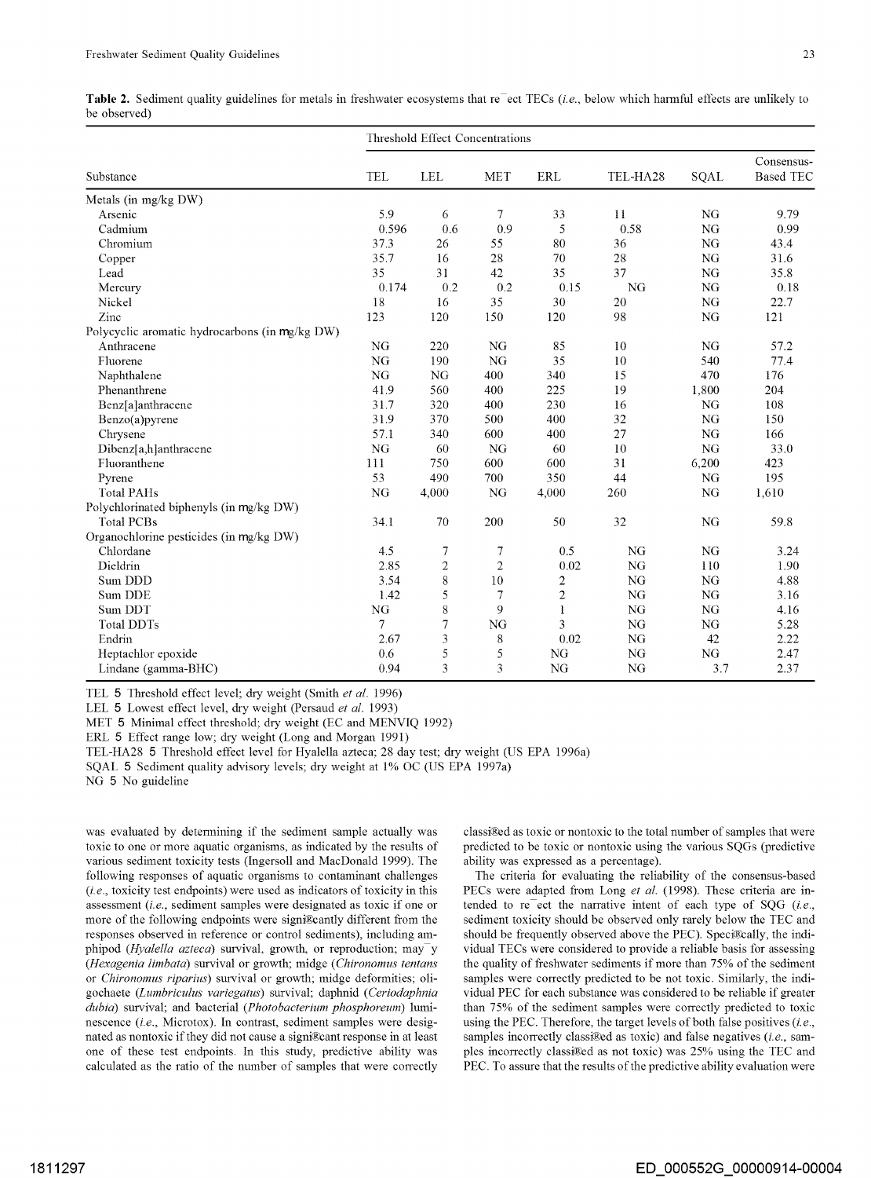**Table 2.** Sediment quality guidelines for metals in freshwater ecosystems that reflect TECs (*i.e.*, below which harmful effects are unlikely to be observed)

| Substance | Threshold Effect Concentrations | | | | | | |
|---|---|---|---|---|---|---|---|
| | TEL | LEL | MET | ERL | TEL-HA28 | SQAL | Consensus-Based TEC |
| Metals (in mg/kg DW) | | | | | | | |
| Arsenic | 5.9 | 6 | 7 | 33 | 11 | NG | 9.79 |
| Cadmium | 0.596 | 0.6 | 0.9 | 5 | 0.58 | NG | 0.99 |
| Chromium | 37.3 | 26 | 55 | 80 | 36 | NG | 43.4 |
| Copper | 35.7 | 16 | 28 | 70 | 28 | NG | 31.6 |
| Lead | 35 | 31 | 42 | 35 | 37 | NG | 35.8 |
| Mercury | 0.174 | 0.2 | 0.2 | 0.15 | NG | NG | 0.18 |
| Nickel | 18 | 16 | 35 | 30 | 20 | NG | 22.7 |
| Zinc | 123 | 120 | 150 | 120 | 98 | NG | 121 |
| Polycyclic aromatic hydrocarbons (in µg/kg DW) | | | | | | | |
| Anthracene | NG | 220 | NG | 85 | 10 | NG | 57.2 |
| Fluorene | NG | 190 | NG | 35 | 10 | 540 | 77.4 |
| Naphthalene | NG | NG | 400 | 340 | 15 | 470 | 176 |
| Phenanthrene | 41.9 | 560 | 400 | 225 | 19 | 1,800 | 204 |
| Benz[a]anthracene | 31.7 | 320 | 400 | 230 | 16 | NG | 108 |
| Benzo(a)pyrene | 31.9 | 370 | 500 | 400 | 32 | NG | 150 |
| Chrysene | 57.1 | 340 | 600 | 400 | 27 | NG | 166 |
| Dibenz[a,h]anthracene | NG | 60 | NG | 60 | 10 | NG | 33.0 |
| Fluoranthene | 111 | 750 | 600 | 600 | 31 | 6,200 | 423 |
| Pyrene | 53 | 490 | 700 | 350 | 44 | NG | 195 |
| Total PAHs | NG | 4,000 | NG | 4,000 | 260 | NG | 1,610 |
| Polychlorinated biphenyls (in µg/kg DW) | | | | | | | |
| Total PCBs | 34.1 | 70 | 200 | 50 | 32 | NG | 59.8 |
| Organochlorine pesticides (in µg/kg DW) | | | | | | | |
| Chlordane | 4.5 | 7 | 7 | 0.5 | NG | NG | 3.24 |
| Dieldrin | 2.85 | 2 | 2 | 0.02 | NG | 110 | 1.90 |
| Sum DDD | 3.54 | 8 | 10 | 2 | NG | NG | 4.88 |
| Sum DDE | 1.42 | 5 | 7 | 2 | NG | NG | 3.16 |
| Sum DDT | NG | 8 | 9 | 1 | NG | NG | 4.16 |
| Total DDTs | 7 | 7 | NG | 3 | NG | NG | 5.28 |
| Endrin | 2.67 | 3 | 8 | 0.02 | NG | 42 | 2.22 |
| Heptachlor epoxide | 0.6 | 5 | 5 | NG | NG | NG | 2.47 |
| Lindane (gamma-BHC) | 0.94 | 3 | 3 | NG | NG | 3.7 | 2.37 |

TEL = Threshold effect level; dry weight (Smith *et al.* 1996)
LEL = Lowest effect level, dry weight (Persaud *et al.* 1993)
MET = Minimal effect threshold; dry weight (EC and MENVIQ 1992)
ERL = Effect range low; dry weight (Long and Morgan 1991)
TEL-HA28 = Threshold effect level for Hyalella azteca; 28 day test; dry weight (US EPA 1996a)
SQAL = Sediment quality advisory levels; dry weight at 1% OC (US EPA 1997a)
NG = No guideline

was evaluated by determining if the sediment sample actually was toxic to one or more aquatic organisms, as indicated by the results of various sediment toxicity tests (Ingersoll and MacDonald 1999). The following responses of aquatic organisms to contaminant challenges (*i.e.*, toxicity test endpoints) were used as indicators of toxicity in this assessment (*i.e.*, sediment samples were designated as toxic if one or more of the following endpoints were significantly different from the responses observed in reference or control sediments), including amphipod (*Hyalella azteca*) survival, growth, or reproduction; mayfly (*Hexagenia limbata*) survival or growth; midge (*Chironomus tentans* or *Chironomus riparius*) survival or growth; midge deformities; oligochaete (*Lumbriculus variegatus*) survival; daphnid (*Ceriodaphnia dubia*) survival; and bacterial (*Photobacterium phosphoreum*) luminescence (*i.e.*, Microtox). In contrast, sediment samples were designated as nontoxic if they did not cause a significant response in at least one of these test endpoints. In this study, predictive ability was calculated as the ratio of the number of samples that were correctly classified as toxic or nontoxic to the total number of samples that were predicted to be toxic or nontoxic using the various SQGs (predictive ability was expressed as a percentage).

The criteria for evaluating the reliability of the consensus-based PECs were adapted from Long *et al.* (1998). These criteria are intended to reflect the narrative intent of each type of SQG (*i.e.*, sediment toxicity should be observed only rarely below the TEC and should be frequently observed above the PEC). Specifically, the individual TECs were considered to provide a reliable basis for assessing the quality of freshwater sediments if more than 75% of the sediment samples were correctly predicted to be not toxic. Similarly, the individual PEC for each substance was considered to be reliable if greater than 75% of the sediment samples were correctly predicted to toxic using the PEC. Therefore, the target levels of both false positives (*i.e.*, samples incorrectly classified as toxic) and false negatives (*i.e.*, samples incorrectly classified as not toxic) was 25% using the TEC and PEC. To assure that the results of the predictive ability evaluation were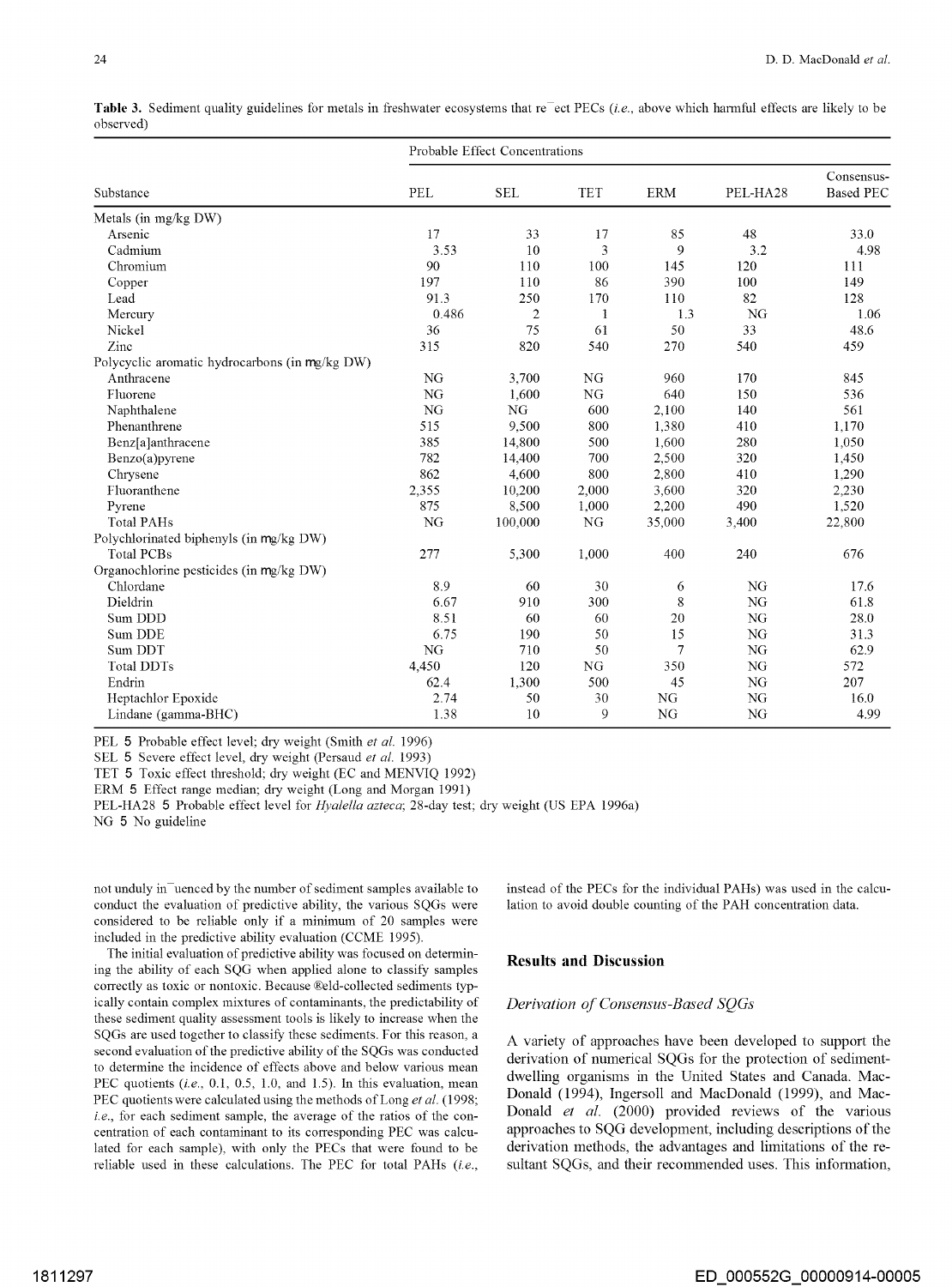**Table 3.** Sediment quality guidelines for metals in freshwater ecosystems that reflect PECs (*i.e.*, above which harmful effects are likely to be observed)

| Substance | Probable Effect Concentrations | | | | | |
|---|---|---|---|---|---|---|
| | PEL | SEL | TET | ERM | PEL-HA28 | Consensus-Based PEC |
| Metals (in mg/kg DW) | | | | | | |
| Arsenic | 17 | 33 | 17 | 85 | 48 | 33.0 |
| Cadmium | 3.53 | 10 | 3 | 9 | 3.2 | 4.98 |
| Chromium | 90 | 110 | 100 | 145 | 120 | 111 |
| Copper | 197 | 110 | 86 | 390 | 100 | 149 |
| Lead | 91.3 | 250 | 170 | 110 | 82 | 128 |
| Mercury | 0.486 | 2 | 1 | 1.3 | NG | 1.06 |
| Nickel | 36 | 75 | 61 | 50 | 33 | 48.6 |
| Zinc | 315 | 820 | 540 | 270 | 540 | 459 |
| Polycyclic aromatic hydrocarbons (in μg/kg DW) | | | | | | |
| Anthracene | NG | 3,700 | NG | 960 | 170 | 845 |
| Fluorene | NG | 1,600 | NG | 640 | 150 | 536 |
| Naphthalene | NG | NG | 600 | 2,100 | 140 | 561 |
| Phenanthrene | 515 | 9,500 | 800 | 1,380 | 410 | 1,170 |
| Benz[a]anthracene | 385 | 14,800 | 500 | 1,600 | 280 | 1,050 |
| Benzo(a)pyrene | 782 | 14,400 | 700 | 2,500 | 320 | 1,450 |
| Chrysene | 862 | 4,600 | 800 | 2,800 | 410 | 1,290 |
| Fluoranthene | 2,355 | 10,200 | 2,000 | 3,600 | 320 | 2,230 |
| Pyrene | 875 | 8,500 | 1,000 | 2,200 | 490 | 1,520 |
| Total PAHs | NG | 100,000 | NG | 35,000 | 3,400 | 22,800 |
| Polychlorinated biphenyls (in μg/kg DW) | | | | | | |
| Total PCBs | 277 | 5,300 | 1,000 | 400 | 240 | 676 |
| Organochlorine pesticides (in μg/kg DW) | | | | | | |
| Chlordane | 8.9 | 60 | 30 | 6 | NG | 17.6 |
| Dieldrin | 6.67 | 910 | 300 | 8 | NG | 61.8 |
| Sum DDD | 8.51 | 60 | 60 | 20 | NG | 28.0 |
| Sum DDE | 6.75 | 190 | 50 | 15 | NG | 31.3 |
| Sum DDT | NG | 710 | 50 | 7 | NG | 62.9 |
| Total DDTs | 4,450 | 120 | NG | 350 | NG | 572 |
| Endrin | 62.4 | 1,300 | 500 | 45 | NG | 207 |
| Heptachlor Epoxide | 2.74 | 50 | 30 | NG | NG | 16.0 |
| Lindane (gamma-BHC) | 1.38 | 10 | 9 | NG | NG | 4.99 |

PEL = Probable effect level; dry weight (Smith *et al.* 1996)
SEL = Severe effect level, dry weight (Persaud *et al.* 1993)
TET = Toxic effect threshold; dry weight (EC and MENVIQ 1992)
ERM = Effect range median; dry weight (Long and Morgan 1991)
PEL-HA28 = Probable effect level for *Hyalella azteca*; 28-day test; dry weight (US EPA 1996a)
NG = No guideline

not unduly influenced by the number of sediment samples available to conduct the evaluation of predictive ability, the various SQGs were considered to be reliable only if a minimum of 20 samples were included in the predictive ability evaluation (CCME 1995).

The initial evaluation of predictive ability was focused on determining the ability of each SQG when applied alone to classify samples correctly as toxic or nontoxic. Because field-collected sediments typically contain complex mixtures of contaminants, the predictability of these sediment quality assessment tools is likely to increase when the SQGs are used together to classify these sediments. For this reason, a second evaluation of the predictive ability of the SQGs was conducted to determine the incidence of effects above and below various mean PEC quotients (*i.e.*, 0.1, 0.5, 1.0, and 1.5). In this evaluation, mean PEC quotients were calculated using the methods of Long *et al.* (1998; *i.e.*, for each sediment sample, the average of the ratios of the concentration of each contaminant to its corresponding PEC was calculated for each sample), with only the PECs that were found to be reliable used in these calculations. The PEC for total PAHs (*i.e.*, instead of the PECs for the individual PAHs) was used in the calculation to avoid double counting of the PAH concentration data.

## Results and Discussion

### Derivation of Consensus-Based SQGs

A variety of approaches have been developed to support the derivation of numerical SQGs for the protection of sediment-dwelling organisms in the United States and Canada. MacDonald (1994), Ingersoll and MacDonald (1999), and MacDonald *et al.* (2000) provided reviews of the various approaches to SQG development, including descriptions of the derivation methods, the advantages and limitations of the resultant SQGs, and their recommended uses. This information,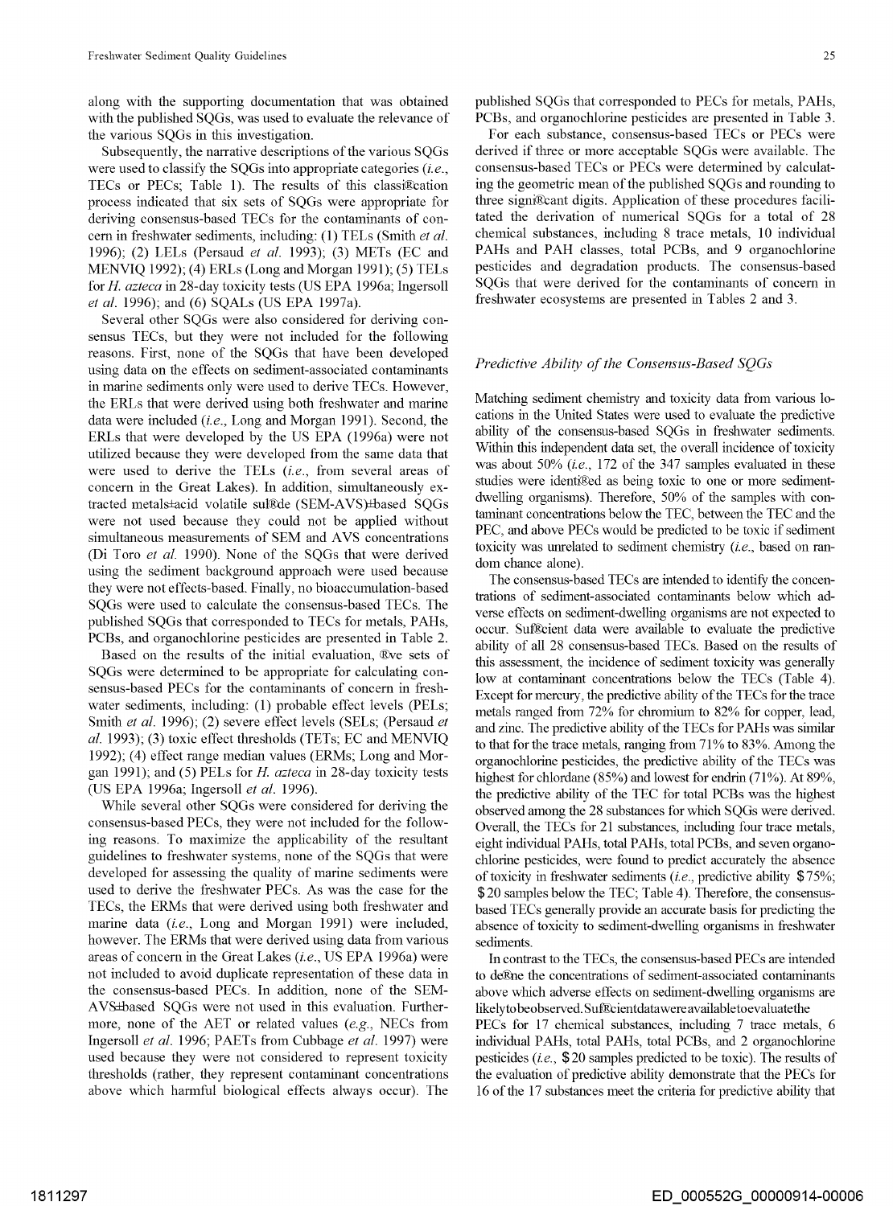along with the supporting documentation that was obtained with the published SQGs, was used to evaluate the relevance of the various SQGs in this investigation.

Subsequently, the narrative descriptions of the various SQGs were used to classify the SQGs into appropriate categories (*i.e.*, TECs or PECs; Table 1). The results of this classification process indicated that six sets of SQGs were appropriate for deriving consensus-based TECs for the contaminants of concern in freshwater sediments, including: (1) TELs (Smith *et al.* 1996); (2) LELs (Persaud *et al.* 1993); (3) METs (EC and MENVIQ 1992); (4) ERLs (Long and Morgan 1991); (5) TELs for *H. azteca* in 28-day toxicity tests (US EPA 1996a; Ingersoll *et al.* 1996); and (6) SQALs (US EPA 1997a).

Several other SQGs were also considered for deriving consensus TECs, but they were not included for the following reasons. First, none of the SQGs that have been developed using data on the effects on sediment-associated contaminants in marine sediments only were used to derive TECs. However, the ERLs that were derived using both freshwater and marine data were included (*i.e.*, Long and Morgan 1991). Second, the ERLs that were developed by the US EPA (1996a) were not utilized because they were developed from the same data that were used to derive the TELs (*i.e.*, from several areas of concern in the Great Lakes). In addition, simultaneously extracted metals–acid volatile sulfide (SEM-AVS)–based SQGs were not used because they could not be applied without simultaneous measurements of SEM and AVS concentrations (Di Toro *et al.* 1990). None of the SQGs that were derived using the sediment background approach were used because they were not effects-based. Finally, no bioaccumulation-based SQGs were used to calculate the consensus-based TECs. The published SQGs that corresponded to TECs for metals, PAHs, PCBs, and organochlorine pesticides are presented in Table 2.

Based on the results of the initial evaluation, five sets of SQGs were determined to be appropriate for calculating consensus-based PECs for the contaminants of concern in freshwater sediments, including: (1) probable effect levels (PELs; Smith *et al.* 1996); (2) severe effect levels (SELs; (Persaud *et al.* 1993); (3) toxic effect thresholds (TETs; EC and MENVIQ 1992); (4) effect range median values (ERMs; Long and Morgan 1991); and (5) PELs for *H. azteca* in 28-day toxicity tests (US EPA 1996a; Ingersoll *et al.* 1996).

While several other SQGs were considered for deriving the consensus-based PECs, they were not included for the following reasons. To maximize the applicability of the resultant guidelines to freshwater systems, none of the SQGs that were developed for assessing the quality of marine sediments were used to derive the freshwater PECs. As was the case for the TECs, the ERMs that were derived using both freshwater and marine data (*i.e.*, Long and Morgan 1991) were included, however. The ERMs that were derived using data from various areas of concern in the Great Lakes (*i.e.*, US EPA 1996a) were not included to avoid duplicate representation of these data in the consensus-based PECs. In addition, none of the SEM-AVS–based SQGs were not used in this evaluation. Furthermore, none of the AET or related values (*e.g.*, NECs from Ingersoll *et al.* 1996; PAETs from Cubbage *et al.* 1997) were used because they were not considered to represent toxicity thresholds (rather, they represent contaminant concentrations above which harmful biological effects always occur). The published SQGs that corresponded to PECs for metals, PAHs, PCBs, and organochlorine pesticides are presented in Table 3.

For each substance, consensus-based TECs or PECs were derived if three or more acceptable SQGs were available. The consensus-based TECs or PECs were determined by calculating the geometric mean of the published SQGs and rounding to three significant digits. Application of these procedures facilitated the derivation of numerical SQGs for a total of 28 chemical substances, including 8 trace metals, 10 individual PAHs and PAH classes, total PCBs, and 9 organochlorine pesticides and degradation products. The consensus-based SQGs that were derived for the contaminants of concern in freshwater ecosystems are presented in Tables 2 and 3.

### *Predictive Ability of the Consensus-Based SQGs*

Matching sediment chemistry and toxicity data from various locations in the United States were used to evaluate the predictive ability of the consensus-based SQGs in freshwater sediments. Within this independent data set, the overall incidence of toxicity was about 50% (*i.e.*, 172 of the 347 samples evaluated in these studies were identified as being toxic to one or more sediment-dwelling organisms). Therefore, 50% of the samples with contaminant concentrations below the TEC, between the TEC and the PEC, and above PECs would be predicted to be toxic if sediment toxicity was unrelated to sediment chemistry (*i.e.*, based on random chance alone).

The consensus-based TECs are intended to identify the concentrations of sediment-associated contaminants below which adverse effects on sediment-dwelling organisms are not expected to occur. Sufficient data were available to evaluate the predictive ability of all 28 consensus-based TECs. Based on the results of this assessment, the incidence of sediment toxicity was generally low at contaminant concentrations below the TECs (Table 4). Except for mercury, the predictive ability of the TECs for the trace metals ranged from 72% for chromium to 82% for copper, lead, and zinc. The predictive ability of the TECs for PAHs was similar to that for the trace metals, ranging from 71% to 83%. Among the organochlorine pesticides, the predictive ability of the TECs was highest for chlordane (85%) and lowest for endrin (71%). At 89%, the predictive ability of the TEC for total PCBs was the highest observed among the 28 substances for which SQGs were derived. Overall, the TECs for 21 substances, including four trace metals, eight individual PAHs, total PAHs, total PCBs, and seven organochlorine pesticides, were found to predict accurately the absence of toxicity in freshwater sediments (*i.e.*, predictive ability ≥75%; ≥20 samples below the TEC; Table 4). Therefore, the consensus-based TECs generally provide an accurate basis for predicting the absence of toxicity to sediment-dwelling organisms in freshwater sediments.

In contrast to the TECs, the consensus-based PECs are intended to define the concentrations of sediment-associated contaminants above which adverse effects on sediment-dwelling organisms are likely to be observed. Sufficient data were available to evaluate the PECs for 17 chemical substances, including 7 trace metals, 6 individual PAHs, total PAHs, total PCBs, and 2 organochlorine pesticides (*i.e.*, ≥20 samples predicted to be toxic). The results of the evaluation of predictive ability demonstrate that the PECs for 16 of the 17 substances meet the criteria for predictive ability that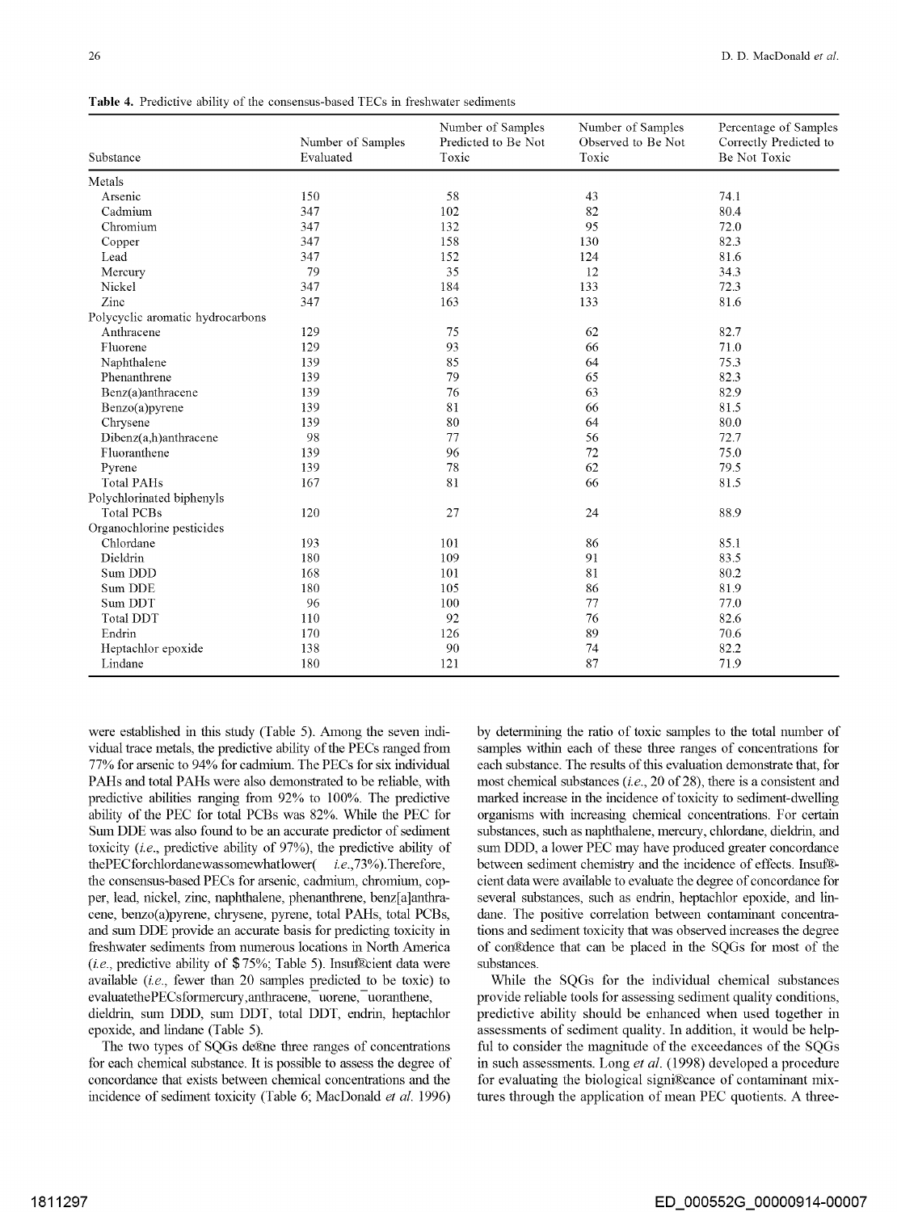**Table 4.** Predictive ability of the consensus-based TECs in freshwater sediments

| Substance | Number of Samples Evaluated | Number of Samples Predicted to Be Not Toxic | Number of Samples Observed to Be Not Toxic | Percentage of Samples Correctly Predicted to Be Not Toxic |
|---|---|---|---|---|
| Metals | | | | |
| Arsenic | 150 | 58 | 43 | 74.1 |
| Cadmium | 347 | 102 | 82 | 80.4 |
| Chromium | 347 | 132 | 95 | 72.0 |
| Copper | 347 | 158 | 130 | 82.3 |
| Lead | 347 | 152 | 124 | 81.6 |
| Mercury | 79 | 35 | 12 | 34.3 |
| Nickel | 347 | 184 | 133 | 72.3 |
| Zinc | 347 | 163 | 133 | 81.6 |
| Polycyclic aromatic hydrocarbons | | | | |
| Anthracene | 129 | 75 | 62 | 82.7 |
| Fluorene | 129 | 93 | 66 | 71.0 |
| Naphthalene | 139 | 85 | 64 | 75.3 |
| Phenanthrene | 139 | 79 | 65 | 82.3 |
| Benz(a)anthracene | 139 | 76 | 63 | 82.9 |
| Benzo(a)pyrene | 139 | 81 | 66 | 81.5 |
| Chrysene | 139 | 80 | 64 | 80.0 |
| Dibenz(a,h)anthracene | 98 | 77 | 56 | 72.7 |
| Fluoranthene | 139 | 96 | 72 | 75.0 |
| Pyrene | 139 | 78 | 62 | 79.5 |
| Total PAHs | 167 | 81 | 66 | 81.5 |
| Polychlorinated biphenyls | | | | |
| Total PCBs | 120 | 27 | 24 | 88.9 |
| Organochlorine pesticides | | | | |
| Chlordane | 193 | 101 | 86 | 85.1 |
| Dieldrin | 180 | 109 | 91 | 83.5 |
| Sum DDD | 168 | 101 | 81 | 80.2 |
| Sum DDE | 180 | 105 | 86 | 81.9 |
| Sum DDT | 96 | 100 | 77 | 77.0 |
| Total DDT | 110 | 92 | 76 | 82.6 |
| Endrin | 170 | 126 | 89 | 70.6 |
| Heptachlor epoxide | 138 | 90 | 74 | 82.2 |
| Lindane | 180 | 121 | 87 | 71.9 |

were established in this study (Table 5). Among the seven individual trace metals, the predictive ability of the PECs ranged from 77% for arsenic to 94% for cadmium. The PECs for six individual PAHs and total PAHs were also demonstrated to be reliable, with predictive abilities ranging from 92% to 100%. The predictive ability of the PEC for total PCBs was 82%. While the PEC for Sum DDE was also found to be an accurate predictor of sediment toxicity (*i.e.*, predictive ability of 97%), the predictive ability of the PEC for chlordane was somewhat lower (*i.e.*, 73%). Therefore, the consensus-based PECs for arsenic, cadmium, chromium, copper, lead, nickel, zinc, naphthalene, phenanthrene, benz[a]anthracene, benzo(a)pyrene, chrysene, pyrene, total PAHs, total PCBs, and sum DDE provide an accurate basis for predicting toxicity in freshwater sediments from numerous locations in North America (*i.e.*, predictive ability of $\geq$75%; Table 5). Insufficient data were available (*i.e.*, fewer than 20 samples predicted to be toxic) to evaluate the PECs for mercury, anthracene, fluorene, fluoranthene, dieldrin, sum DDD, sum DDT, total DDT, endrin, heptachlor epoxide, and lindane (Table 5).

The two types of SQGs define three ranges of concentrations for each chemical substance. It is possible to assess the degree of concordance that exists between chemical concentrations and the incidence of sediment toxicity (Table 6; MacDonald *et al.* 1996) by determining the ratio of toxic samples to the total number of samples within each of these three ranges of concentrations for each substance. The results of this evaluation demonstrate that, for most chemical substances (*i.e.*, 20 of 28), there is a consistent and marked increase in the incidence of toxicity to sediment-dwelling organisms with increasing chemical concentrations. For certain substances, such as naphthalene, mercury, chlordane, dieldrin, and sum DDD, a lower PEC may have produced greater concordance between sediment chemistry and the incidence of effects. Insufficient data were available to evaluate the degree of concordance for several substances, such as endrin, heptachlor epoxide, and lindane. The positive correlation between contaminant concentrations and sediment toxicity that was observed increases the degree of confidence that can be placed in the SQGs for most of the substances.

While the SQGs for the individual chemical substances provide reliable tools for assessing sediment quality conditions, predictive ability should be enhanced when used together in assessments of sediment quality. In addition, it would be helpful to consider the magnitude of the exceedances of the SQGs in such assessments. Long *et al.* (1998) developed a procedure for evaluating the biological significance of contaminant mixtures through the application of mean PEC quotients. A three-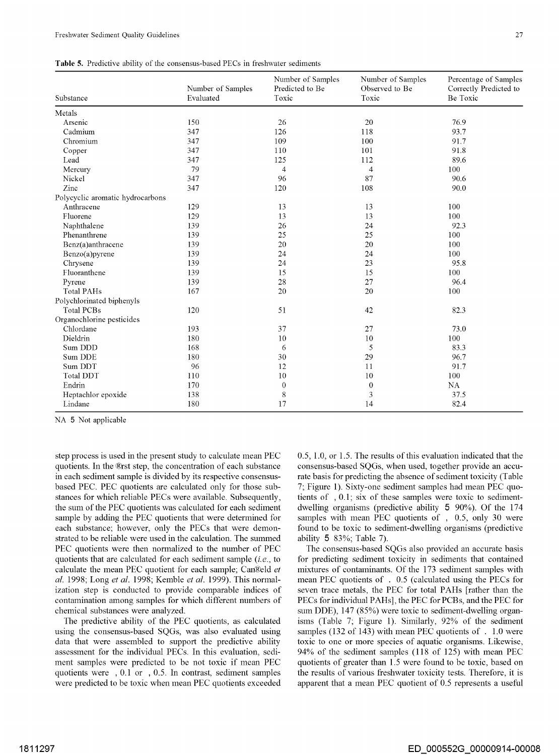**Table 5.** Predictive ability of the consensus-based PECs in freshwater sediments

| Substance | Number of Samples Evaluated | Number of Samples Predicted to Be Toxic | Number of Samples Observed to Be Toxic | Percentage of Samples Correctly Predicted to Be Toxic |
|---|---|---|---|---|
| Metals | | | | |
| Arsenic | 150 | 26 | 20 | 76.9 |
| Cadmium | 347 | 126 | 118 | 93.7 |
| Chromium | 347 | 109 | 100 | 91.7 |
| Copper | 347 | 110 | 101 | 91.8 |
| Lead | 347 | 125 | 112 | 89.6 |
| Mercury | 79 | 4 | 4 | 100 |
| Nickel | 347 | 96 | 87 | 90.6 |
| Zinc | 347 | 120 | 108 | 90.0 |
| Polycyclic aromatic hydrocarbons | | | | |
| Anthracene | 129 | 13 | 13 | 100 |
| Fluorene | 129 | 13 | 13 | 100 |
| Naphthalene | 139 | 26 | 24 | 92.3 |
| Phenanthrene | 139 | 25 | 25 | 100 |
| Benz(a)anthracene | 139 | 20 | 20 | 100 |
| Benzo(a)pyrene | 139 | 24 | 24 | 100 |
| Chrysene | 139 | 24 | 23 | 95.8 |
| Fluoranthene | 139 | 15 | 15 | 100 |
| Pyrene | 139 | 28 | 27 | 96.4 |
| Total PAHs | 167 | 20 | 20 | 100 |
| Polychlorinated biphenyls | | | | |
| Total PCBs | 120 | 51 | 42 | 82.3 |
| Organochlorine pesticides | | | | |
| Chlordane | 193 | 37 | 27 | 73.0 |
| Dieldrin | 180 | 10 | 10 | 100 |
| Sum DDD | 168 | 6 | 5 | 83.3 |
| Sum DDE | 180 | 30 | 29 | 96.7 |
| Sum DDT | 96 | 12 | 11 | 91.7 |
| Total DDT | 110 | 10 | 10 | 100 |
| Endrin | 170 | 0 | 0 | NA |
| Heptachlor epoxide | 138 | 8 | 3 | 37.5 |
| Lindane | 180 | 17 | 14 | 82.4 |

NA = Not applicable

step process is used in the present study to calculate mean PEC quotients. In the first step, the concentration of each substance in each sediment sample is divided by its respective consensus-based PEC. PEC quotients are calculated only for those substances for which reliable PECs were available. Subsequently, the sum of the PEC quotients was calculated for each sediment sample by adding the PEC quotients that were determined for each substance; however, only the PECs that were demonstrated to be reliable were used in the calculation. The summed PEC quotients were then normalized to the number of PEC quotients that are calculated for each sediment sample (*i.e.*, to calculate the mean PEC quotient for each sample; Canfield *et al.* 1998; Long *et al.* 1998; Kemble *et al.* 1999). This normalization step is conducted to provide comparable indices of contamination among samples for which different numbers of chemical substances were analyzed.

The predictive ability of the PEC quotients, as calculated using the consensus-based SQGs, was also evaluated using data that were assembled to support the predictive ability assessment for the individual PECs. In this evaluation, sediment samples were predicted to be not toxic if mean PEC quotients were $< 0.1$ or $< 0.5$. In contrast, sediment samples were predicted to be toxic when mean PEC quotients exceeded 0.5, 1.0, or 1.5. The results of this evaluation indicated that the consensus-based SQGs, when used, together provide an accurate basis for predicting the absence of sediment toxicity (Table 7; Figure 1). Sixty-one sediment samples had mean PEC quotients of $< 0.1$; six of these samples were toxic to sediment-dwelling organisms (predictive ability = 90%). Of the 174 samples with mean PEC quotients of $< 0.5$, only 30 were found to be toxic to sediment-dwelling organisms (predictive ability = 83%; Table 7).

The consensus-based SQGs also provided an accurate basis for predicting sediment toxicity in sediments that contained mixtures of contaminants. Of the 173 sediment samples with mean PEC quotients of $> 0.5$ (calculated using the PECs for seven trace metals, the PEC for total PAHs [rather than the PECs for individual PAHs], the PEC for PCBs, and the PEC for sum DDE), 147 (85%) were toxic to sediment-dwelling organisms (Table 7; Figure 1). Similarly, 92% of the sediment samples (132 of 143) with mean PEC quotients of $> 1.0$ were toxic to one or more species of aquatic organisms. Likewise, 94% of the sediment samples (118 of 125) with mean PEC quotients of greater than 1.5 were found to be toxic, based on the results of various freshwater toxicity tests. Therefore, it is apparent that a mean PEC quotient of 0.5 represents a useful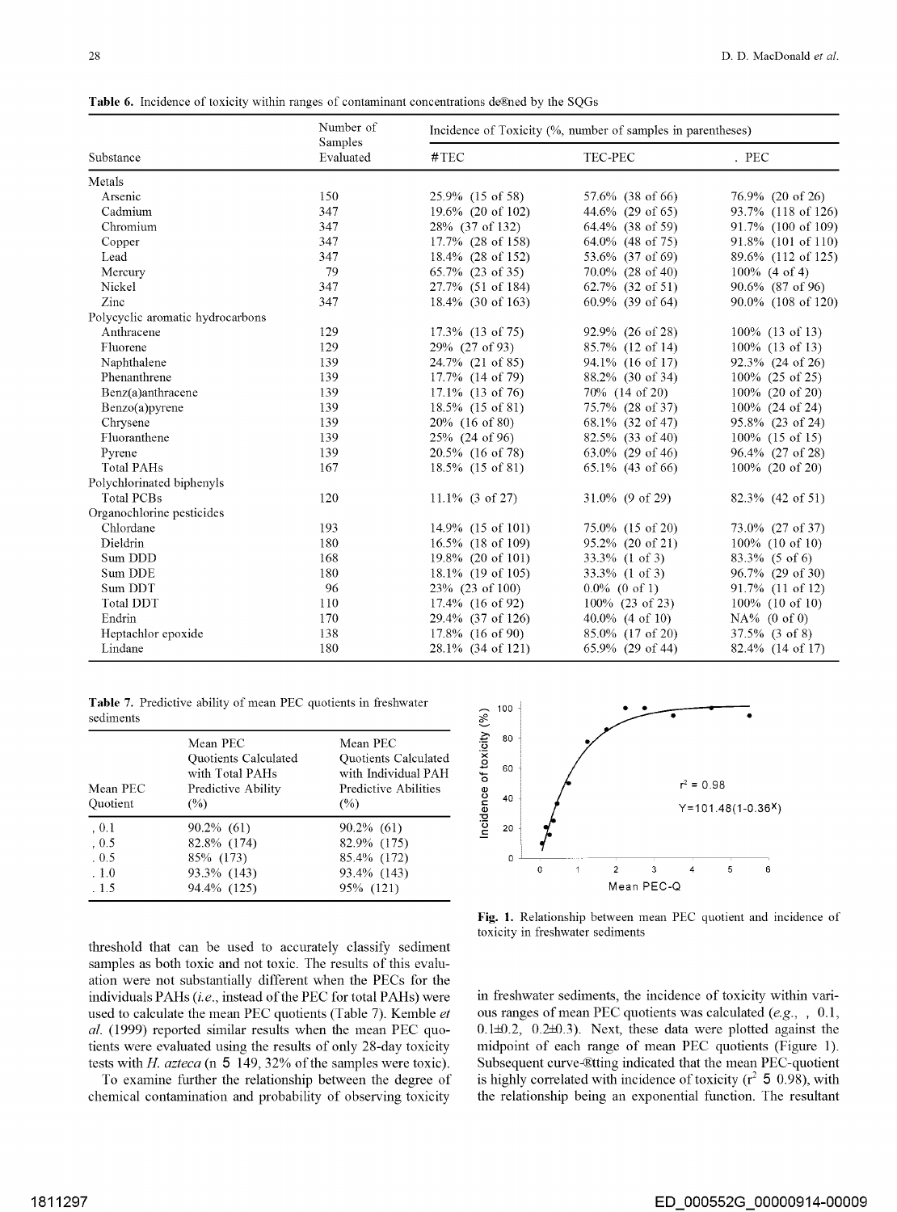**Table 6.** Incidence of toxicity within ranges of contaminant concentrations de®ned by the SQGs

| Substance | Number of Samples Evaluated | Incidence of Toxicity (%, number of samples in parentheses) | | |
|---|---|---|---|---|
| | | #TEC | TEC-PEC | . PEC |
| Metals | | | | |
| Arsenic | 150 | 25.9% (15 of 58) | 57.6% (38 of 66) | 76.9% (20 of 26) |
| Cadmium | 347 | 19.6% (20 of 102) | 44.6% (29 of 65) | 93.7% (118 of 126) |
| Chromium | 347 | 28% (37 of 132) | 64.4% (38 of 59) | 91.7% (100 of 109) |
| Copper | 347 | 17.7% (28 of 158) | 64.0% (48 of 75) | 91.8% (101 of 110) |
| Lead | 347 | 18.4% (28 of 152) | 53.6% (37 of 69) | 89.6% (112 of 125) |
| Mercury | 79 | 65.7% (23 of 35) | 70.0% (28 of 40) | 100% (4 of 4) |
| Nickel | 347 | 27.7% (51 of 184) | 62.7% (32 of 51) | 90.6% (87 of 96) |
| Zinc | 347 | 18.4% (30 of 163) | 60.9% (39 of 64) | 90.0% (108 of 120) |
| Polycyclic aromatic hydrocarbons | | | | |
| Anthracene | 129 | 17.3% (13 of 75) | 92.9% (26 of 28) | 100% (13 of 13) |
| Fluorene | 129 | 29% (27 of 93) | 85.7% (12 of 14) | 100% (13 of 13) |
| Naphthalene | 139 | 24.7% (21 of 85) | 94.1% (16 of 17) | 92.3% (24 of 26) |
| Phenanthrene | 139 | 17.7% (14 of 79) | 88.2% (30 of 34) | 100% (25 of 25) |
| Benz(a)anthracene | 139 | 17.1% (13 of 76) | 70% (14 of 20) | 100% (20 of 20) |
| Benzo(a)pyrene | 139 | 18.5% (15 of 81) | 75.7% (28 of 37) | 100% (24 of 24) |
| Chrysene | 139 | 20% (16 of 80) | 68.1% (32 of 47) | 95.8% (23 of 24) |
| Fluoranthene | 139 | 25% (24 of 96) | 82.5% (33 of 40) | 100% (15 of 15) |
| Pyrene | 139 | 20.5% (16 of 78) | 63.0% (29 of 46) | 96.4% (27 of 28) |
| Total PAHs | 167 | 18.5% (15 of 81) | 65.1% (43 of 66) | 100% (20 of 20) |
| Polychlorinated biphenyls | | | | |
| Total PCBs | 120 | 11.1% (3 of 27) | 31.0% (9 of 29) | 82.3% (42 of 51) |
| Organochlorine pesticides | | | | |
| Chlordane | 193 | 14.9% (15 of 101) | 75.0% (15 of 20) | 73.0% (27 of 37) |
| Dieldrin | 180 | 16.5% (18 of 109) | 95.2% (20 of 21) | 100% (10 of 10) |
| Sum DDD | 168 | 19.8% (20 of 101) | 33.3% (1 of 3) | 83.3% (5 of 6) |
| Sum DDE | 180 | 18.1% (19 of 105) | 33.3% (1 of 3) | 96.7% (29 of 30) |
| Sum DDT | 96 | 23% (23 of 100) | 0.0% (0 of 1) | 91.7% (11 of 12) |
| Total DDT | 110 | 17.4% (16 of 92) | 100% (23 of 23) | 100% (10 of 10) |
| Endrin | 170 | 29.4% (37 of 126) | 40.0% (4 of 10) | NA% (0 of 0) |
| Heptachlor epoxide | 138 | 17.8% (16 of 90) | 85.0% (17 of 20) | 37.5% (3 of 8) |
| Lindane | 180 | 28.1% (34 of 121) | 65.9% (29 of 44) | 82.4% (14 of 17) |

**Table 7.** Predictive ability of mean PEC quotients in freshwater sediments

| Mean PEC Quotient | Mean PEC Quotients Calculated with Total PAHs Predictive Ability (%) | Mean PEC Quotients Calculated with Individual PAH Predictive Abilities (%) |
|---|---|---|
| , 0.1 | 90.2% (61) | 90.2% (61) |
| , 0.5 | 82.8% (174) | 82.9% (175) |
| . 0.5 | 85% (173) | 85.4% (172) |
| . 1.0 | 93.3% (143) | 93.4% (143) |
| . 1.5 | 94.4% (125) | 95% (121) |

threshold that can be used to accurately classify sediment samples as both toxic and not toxic. The results of this evaluation were not substantially different when the PECs for the individuals PAHs (*i.e.*, instead of the PEC for total PAHs) were used to calculate the mean PEC quotients (Table 7). Kemble *et al.* (1999) reported similar results when the mean PEC quotients were evaluated using the results of only 28-day toxicity tests with *H. azteca* (n 5 149, 32% of the samples were toxic).

To examine further the relationship between the degree of chemical contamination and probability of observing toxicity in freshwater sediments, the incidence of toxicity within various ranges of mean PEC quotients was calculated (*e.g.*, , 0.1, 0.1±0.2, 0.2±0.3). Next, these data were plotted against the midpoint of each range of mean PEC quotients (Figure 1). Subsequent curve-®tting indicated that the mean PEC-quotient is highly correlated with incidence of toxicity ($r^2$ 5 0.98), with the relationship being an exponential function. The resultant

**Fig. 1.** Relationship between mean PEC quotient and incidence of toxicity in freshwater sediments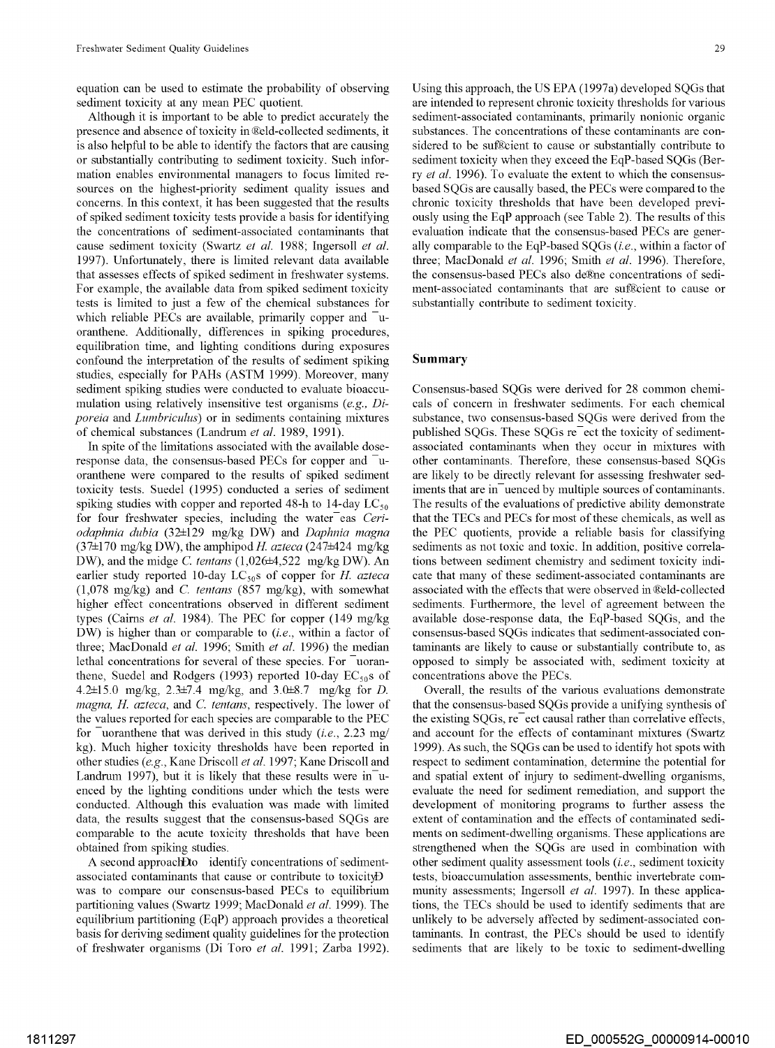equation can be used to estimate the probability of observing sediment toxicity at any mean PEC quotient.

Although it is important to be able to predict accurately the presence and absence of toxicity in field-collected sediments, it is also helpful to be able to identify the factors that are causing or substantially contributing to sediment toxicity. Such information enables environmental managers to focus limited resources on the highest-priority sediment quality issues and concerns. In this context, it has been suggested that the results of spiked sediment toxicity tests provide a basis for identifying the concentrations of sediment-associated contaminants that cause sediment toxicity (Swartz *et al.* 1988; Ingersoll *et al.* 1997). Unfortunately, there is limited relevant data available that assesses effects of spiked sediment in freshwater systems. For example, the available data from spiked sediment toxicity tests is limited to just a few of the chemical substances for which reliable PECs are available, primarily copper and fluoranthene. Additionally, differences in spiking procedures, equilibration time, and lighting conditions during exposures confound the interpretation of the results of sediment spiking studies, especially for PAHs (ASTM 1999). Moreover, many sediment spiking studies were conducted to evaluate bioaccumulation using relatively insensitive test organisms (*e.g., Diporeia* and *Lumbriculus*) or in sediments containing mixtures of chemical substances (Landrum *et al.* 1989, 1991).

In spite of the limitations associated with the available dose-response data, the consensus-based PECs for copper and fluoranthene were compared to the results of spiked sediment toxicity tests. Suedel (1995) conducted a series of sediment spiking studies with copper and reported 48-h to 14-day $LC_{50}$ for four freshwater species, including the waterfleas *Ceriodaphnia dubia* (32±129 mg/kg DW) and *Daphnia magna* (37±170 mg/kg DW), the amphipod *H. azteca* (247±424 mg/kg DW), and the midge *C. tentans* (1,026±4,522 mg/kg DW). An earlier study reported 10-day $LC_{50}$s of copper for *H. azteca* (1,078 mg/kg) and *C. tentans* (857 mg/kg), with somewhat higher effect concentrations observed in different sediment types (Cairns *et al.* 1984). The PEC for copper (149 mg/kg DW) is higher than or comparable to (*i.e.*, within a factor of three; MacDonald *et al.* 1996; Smith *et al.* 1996) the median lethal concentrations for several of these species. For fluoranthene, Suedel and Rodgers (1993) reported 10-day $EC_{50}$s of 4.2±15.0 mg/kg, 2.3±7.4 mg/kg, and 3.0±8.7 mg/kg for *D. magna*, *H. azteca*, and *C. tentans*, respectively. The lower of the values reported for each species are comparable to the PEC for fluoranthene that was derived in this study (*i.e.*, 2.23 mg/kg). Much higher toxicity thresholds have been reported in other studies (*e.g.*, Kane Driscoll *et al.* 1997; Kane Driscoll and Landrum 1997), but it is likely that these results were influenced by the lighting conditions under which the tests were conducted. Although this evaluation was made with limited data, the results suggest that the consensus-based SQGs are comparable to the acute toxicity thresholds that have been obtained from spiking studies.

A second approach—to identify concentrations of sediment-associated contaminants that cause or contribute to toxicity—was to compare our consensus-based PECs to equilibrium partitioning values (Swartz 1999; MacDonald *et al.* 1999). The equilibrium partitioning (EqP) approach provides a theoretical basis for deriving sediment quality guidelines for the protection of freshwater organisms (Di Toro *et al.* 1991; Zarba 1992). Using this approach, the US EPA (1997a) developed SQGs that are intended to represent chronic toxicity thresholds for various sediment-associated contaminants, primarily nonionic organic substances. The concentrations of these contaminants are considered to be sufficient to cause or substantially contribute to sediment toxicity when they exceed the EqP-based SQGs (Berry *et al.* 1996). To evaluate the extent to which the consensus-based SQGs are causally based, the PECs were compared to the chronic toxicity thresholds that have been developed previously using the EqP approach (see Table 2). The results of this evaluation indicate that the consensus-based PECs are generally comparable to the EqP-based SQGs (*i.e.*, within a factor of three; MacDonald *et al.* 1996; Smith *et al.* 1996). Therefore, the consensus-based PECs also define concentrations of sediment-associated contaminants that are sufficient to cause or substantially contribute to sediment toxicity.

## Summary

Consensus-based SQGs were derived for 28 common chemicals of concern in freshwater sediments. For each chemical substance, two consensus-based SQGs were derived from the published SQGs. These SQGs reflect the toxicity of sediment-associated contaminants when they occur in mixtures with other contaminants. Therefore, these consensus-based SQGs are likely to be directly relevant for assessing freshwater sediments that are influenced by multiple sources of contaminants. The results of the evaluations of predictive ability demonstrate that the TECs and PECs for most of these chemicals, as well as the PEC quotients, provide a reliable basis for classifying sediments as not toxic and toxic. In addition, positive correlations between sediment chemistry and sediment toxicity indicate that many of these sediment-associated contaminants are associated with the effects that were observed in field-collected sediments. Furthermore, the level of agreement between the available dose-response data, the EqP-based SQGs, and the consensus-based SQGs indicates that sediment-associated contaminants are likely to cause or substantially contribute to, as opposed to simply be associated with, sediment toxicity at concentrations above the PECs.

Overall, the results of the various evaluations demonstrate that the consensus-based SQGs provide a unifying synthesis of the existing SQGs, reflect causal rather than correlative effects, and account for the effects of contaminant mixtures (Swartz 1999). As such, the SQGs can be used to identify hot spots with respect to sediment contamination, determine the potential for and spatial extent of injury to sediment-dwelling organisms, evaluate the need for sediment remediation, and support the development of monitoring programs to further assess the extent of contamination and the effects of contaminated sediments on sediment-dwelling organisms. These applications are strengthened when the SQGs are used in combination with other sediment quality assessment tools (*i.e.*, sediment toxicity tests, bioaccumulation assessments, benthic invertebrate community assessments; Ingersoll *et al.* 1997). In these applications, the TECs should be used to identify sediments that are unlikely to be adversely affected by sediment-associated contaminants. In contrast, the PECs should be used to identify sediments that are likely to be toxic to sediment-dwelling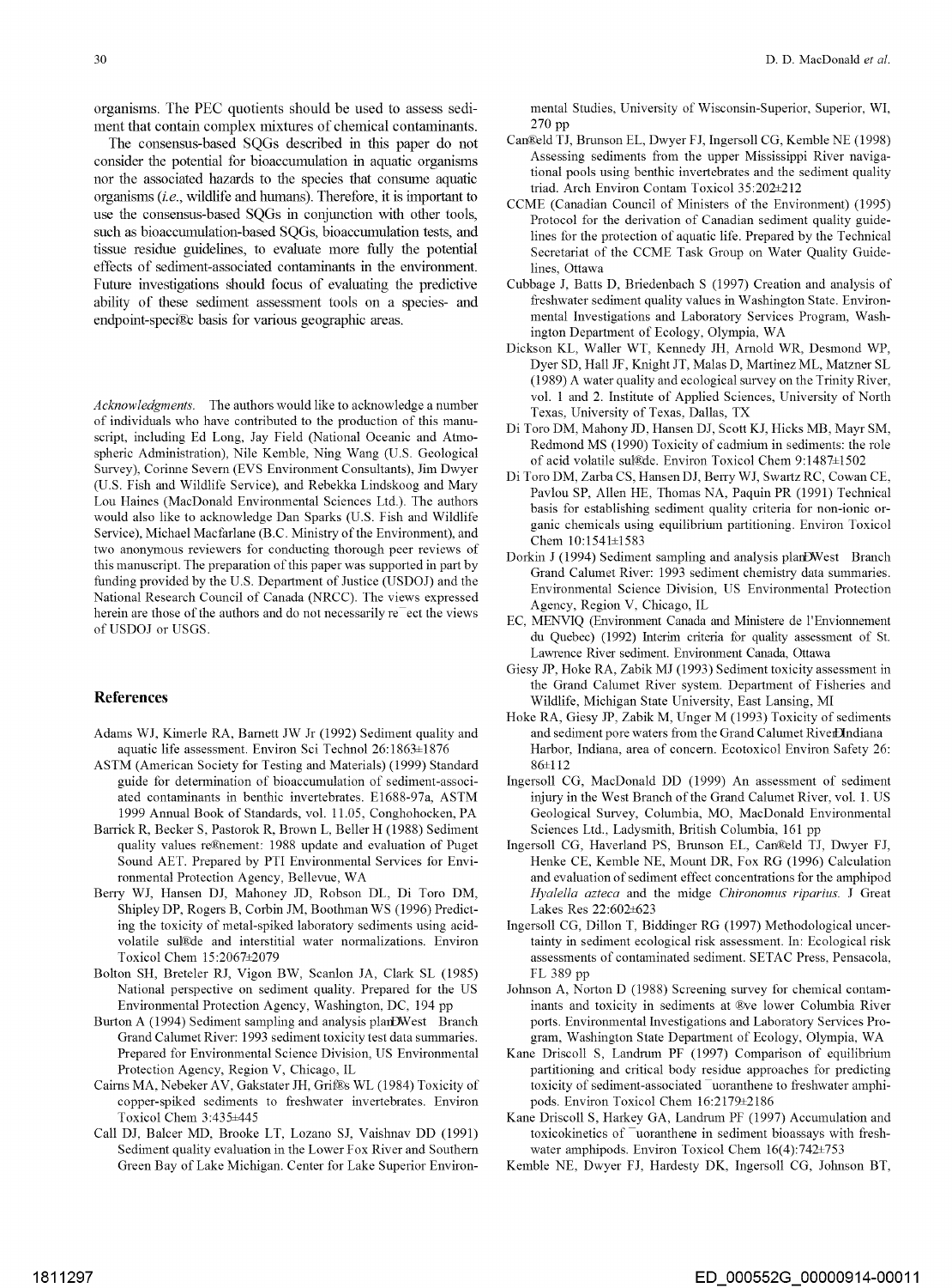organisms. The PEC quotients should be used to assess sediment that contain complex mixtures of chemical contaminants.

The consensus-based SQGs described in this paper do not consider the potential for bioaccumulation in aquatic organisms nor the associated hazards to the species that consume aquatic organisms (*i.e.*, wildlife and humans). Therefore, it is important to use the consensus-based SQGs in conjunction with other tools, such as bioaccumulation-based SQGs, bioaccumulation tests, and tissue residue guidelines, to evaluate more fully the potential effects of sediment-associated contaminants in the environment. Future investigations should focus of evaluating the predictive ability of these sediment assessment tools on a species- and endpoint-speci®c basis for various geographic areas.

*Acknowledgments.* The authors would like to acknowledge a number of individuals who have contributed to the production of this manuscript, including Ed Long, Jay Field (National Oceanic and Atmospheric Administration), Nile Kemble, Ning Wang (U.S. Geological Survey), Corinne Severn (EVS Environment Consultants), Jim Dwyer (U.S. Fish and Wildlife Service), and Rebekka Lindskoog and Mary Lou Haines (MacDonald Environmental Sciences Ltd.). The authors would also like to acknowledge Dan Sparks (U.S. Fish and Wildlife Service), Michael Macfarlane (B.C. Ministry of the Environment), and two anonymous reviewers for conducting thorough peer reviews of this manuscript. The preparation of this paper was supported in part by funding provided by the U.S. Department of Justice (USDOJ) and the National Research Council of Canada (NRCC). The views expressed herein are those of the authors and do not necessarily re¯ect the views of USDOJ or USGS.

## References

Adams WJ, Kimerle RA, Barnett JW Jr (1992) Sediment quality and aquatic life assessment. Environ Sci Technol 26:1863±1876

ASTM (American Society for Testing and Materials) (1999) Standard guide for determination of bioaccumulation of sediment-associated contaminants in benthic invertebrates. E1688-97a, ASTM 1999 Annual Book of Standards, vol. 11.05, Conghohocken, PA

Barrick R, Becker S, Pastorok R, Brown L, Beller H (1988) Sediment quality values re®nement: 1988 update and evaluation of Puget Sound AET. Prepared by PTI Environmental Services for Environmental Protection Agency, Bellevue, WA

Berry WJ, Hansen DJ, Mahoney JD, Robson DL, Di Toro DM, Shipley DP, Rogers B, Corbin JM, Boothman WS (1996) Predicting the toxicity of metal-spiked laboratory sediments using acid-volatile sul®de and interstitial water normalizations. Environ Toxicol Chem 15:2067±2079

Bolton SH, Breteler RJ, Vigon BW, Scanlon JA, Clark SL (1985) National perspective on sediment quality. Prepared for the US Environmental Protection Agency, Washington, DC, 194 pp

Burton A (1994) Sediment sampling and analysis planÐWest Branch Grand Calumet River: 1993 sediment toxicity test data summaries. Prepared for Environmental Science Division, US Environmental Protection Agency, Region V, Chicago, IL

Cairns MA, Nebeker AV, Gakstater JH, Grif®s WL (1984) Toxicity of copper-spiked sediments to freshwater invertebrates. Environ Toxicol Chem 3:435±445

Call DJ, Balcer MD, Brooke LT, Lozano SJ, Vaishnav DD (1991) Sediment quality evaluation in the Lower Fox River and Southern Green Bay of Lake Michigan. Center for Lake Superior Environmental Studies, University of Wisconsin-Superior, Superior, WI, 270 pp

Can®eld TJ, Brunson EL, Dwyer FJ, Ingersoll CG, Kemble NE (1998) Assessing sediments from the upper Mississippi River navigational pools using benthic invertebrates and the sediment quality triad. Arch Environ Contam Toxicol 35:202±212

CCME (Canadian Council of Ministers of the Environment) (1995) Protocol for the derivation of Canadian sediment quality guidelines for the protection of aquatic life. Prepared by the Technical Secretariat of the CCME Task Group on Water Quality Guidelines, Ottawa

Cubbage J, Batts D, Briedenbach S (1997) Creation and analysis of freshwater sediment quality values in Washington State. Environmental Investigations and Laboratory Services Program, Washington Department of Ecology, Olympia, WA

Dickson KL, Waller WT, Kennedy JH, Arnold WR, Desmond WP, Dyer SD, Hall JF, Knight JT, Malas D, Martinez ML, Matzner SL (1989) A water quality and ecological survey on the Trinity River, vol. 1 and 2. Institute of Applied Sciences, University of North Texas, University of Texas, Dallas, TX

Di Toro DM, Mahony JD, Hansen DJ, Scott KJ, Hicks MB, Mayr SM, Redmond MS (1990) Toxicity of cadmium in sediments: the role of acid volatile sul®de. Environ Toxicol Chem 9:1487±1502

Di Toro DM, Zarba CS, Hansen DJ, Berry WJ, Swartz RC, Cowan CE, Pavlou SP, Allen HE, Thomas NA, Paquin PR (1991) Technical basis for establishing sediment quality criteria for non-ionic organic chemicals using equilibrium partitioning. Environ Toxicol Chem 10:1541±1583

Dorkin J (1994) Sediment sampling and analysis planÐWest Branch Grand Calumet River: 1993 sediment chemistry data summaries. Environmental Science Division, US Environmental Protection Agency, Region V, Chicago, IL

EC, MENVIQ (Environment Canada and Ministere de l'Envionnement du Quebec) (1992) Interim criteria for quality assessment of St. Lawrence River sediment. Environment Canada, Ottawa

Giesy JP, Hoke RA, Zabik MJ (1993) Sediment toxicity assessment in the Grand Calumet River system. Department of Fisheries and Wildlife, Michigan State University, East Lansing, MI

Hoke RA, Giesy JP, Zabik M, Unger M (1993) Toxicity of sediments and sediment pore waters from the Grand Calumet RiverÐIndiana Harbor, Indiana, area of concern. Ecotoxicol Environ Safety 26: 86±112

Ingersoll CG, MacDonald DD (1999) An assessment of sediment injury in the West Branch of the Grand Calumet River, vol. 1. US Geological Survey, Columbia, MO, MacDonald Environmental Sciences Ltd., Ladysmith, British Columbia, 161 pp

Ingersoll CG, Haverland PS, Brunson EL, Can®eld TJ, Dwyer FJ, Henke CE, Kemble NE, Mount DR, Fox RG (1996) Calculation and evaluation of sediment effect concentrations for the amphipod *Hyalella azteca* and the midge *Chironomus riparius.* J Great Lakes Res 22:602±623

Ingersoll CG, Dillon T, Biddinger RG (1997) Methodological uncertainty in sediment ecological risk assessment. In: Ecological risk assessments of contaminated sediment. SETAC Press, Pensacola, FL 389 pp

Johnson A, Norton D (1988) Screening survey for chemical contaminants and toxicity in sediments at ®ve lower Columbia River ports. Environmental Investigations and Laboratory Services Program, Washington State Department of Ecology, Olympia, WA

Kane Driscoll S, Landrum PF (1997) Comparison of equilibrium partitioning and critical body residue approaches for predicting toxicity of sediment-associated ¯uoranthene to freshwater amphipods. Environ Toxicol Chem 16:2179±2186

Kane Driscoll S, Harkey GA, Landrum PF (1997) Accumulation and toxicokinetics of ¯uoranthene in sediment bioassays with freshwater amphipods. Environ Toxicol Chem 16(4):742±753

Kemble NE, Dwyer FJ, Hardesty DK, Ingersoll CG, Johnson BT,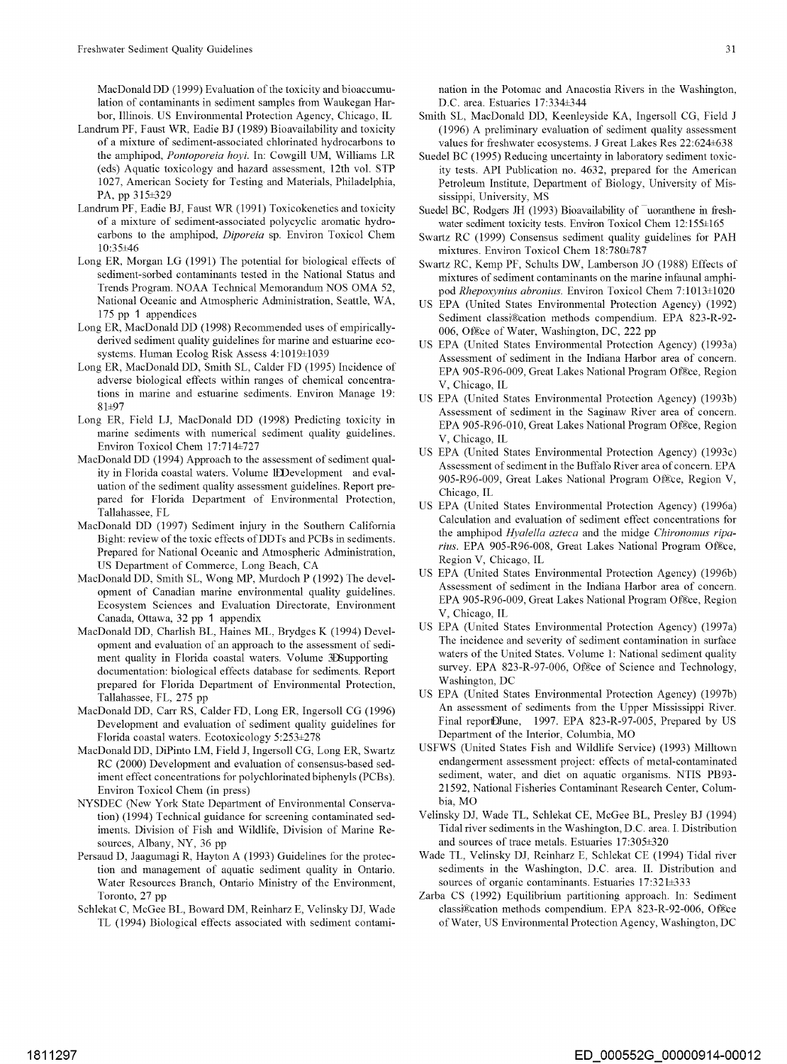MacDonald DD (1999) Evaluation of the toxicity and bioaccumulation of contaminants in sediment samples from Waukegan Harbor, Illinois. US Environmental Protection Agency, Chicago, IL

Landrum PF, Faust WR, Eadie BJ (1989) Bioavailability and toxicity of a mixture of sediment-associated chlorinated hydrocarbons to the amphipod, *Pontoporeia hoyi*. In: Cowgill UM, Williams LR (eds) Aquatic toxicology and hazard assessment, 12th vol. STP 1027, American Society for Testing and Materials, Philadelphia, PA, pp 315±329

Landrum PF, Eadie BJ, Faust WR (1991) Toxicokenetics and toxicity of a mixture of sediment-associated polycyclic aromatic hydrocarbons to the amphipod, *Diporeia* sp. Environ Toxicol Chem 10:35±46

Long ER, Morgan LG (1991) The potential for biological effects of sediment-sorbed contaminants tested in the National Status and Trends Program. NOAA Technical Memorandum NOS OMA 52, National Oceanic and Atmospheric Administration, Seattle, WA, 175 pp 1 appendices

Long ER, MacDonald DD (1998) Recommended uses of empirically-derived sediment quality guidelines for marine and estuarine ecosystems. Human Ecolog Risk Assess 4:1019±1039

Long ER, MacDonald DD, Smith SL, Calder FD (1995) Incidence of adverse biological effects within ranges of chemical concentrations in marine and estuarine sediments. Environ Manage 19: 81±97

Long ER, Field LJ, MacDonald DD (1998) Predicting toxicity in marine sediments with numerical sediment quality guidelines. Environ Toxicol Chem 17:714±727

MacDonald DD (1994) Approach to the assessment of sediment quality in Florida coastal waters. Volume IÐDevelopment and evaluation of the sediment quality assessment guidelines. Report prepared for Florida Department of Environmental Protection, Tallahassee, FL

MacDonald DD (1997) Sediment injury in the Southern California Bight: review of the toxic effects of DDTs and PCBs in sediments. Prepared for National Oceanic and Atmospheric Administration, US Department of Commerce, Long Beach, CA

MacDonald DD, Smith SL, Wong MP, Murdoch P (1992) The development of Canadian marine environmental quality guidelines. Ecosystem Sciences and Evaluation Directorate, Environment Canada, Ottawa, 32 pp 1 appendix

MacDonald DD, Charlish BL, Haines ML, Brydges K (1994) Development and evaluation of an approach to the assessment of sediment quality in Florida coastal waters. Volume 3ÐSupporting documentation: biological effects database for sediments. Report prepared for Florida Department of Environmental Protection, Tallahassee, FL, 275 pp

MacDonald DD, Carr RS, Calder FD, Long ER, Ingersoll CG (1996) Development and evaluation of sediment quality guidelines for Florida coastal waters. Ecotoxicology 5:253±278

MacDonald DD, DiPinto LM, Field J, Ingersoll CG, Long ER, Swartz RC (2000) Development and evaluation of consensus-based sediment effect concentrations for polychlorinated biphenyls (PCBs). Environ Toxicol Chem (in press)

NYSDEC (New York State Department of Environmental Conservation) (1994) Technical guidance for screening contaminated sediments. Division of Fish and Wildlife, Division of Marine Resources, Albany, NY, 36 pp

Persaud D, Jaagumagi R, Hayton A (1993) Guidelines for the protection and management of aquatic sediment quality in Ontario. Water Resources Branch, Ontario Ministry of the Environment, Toronto, 27 pp

Schlekat C, McGee BL, Boward DM, Reinharz E, Velinsky DJ, Wade TL (1994) Biological effects associated with sediment contamination in the Potomac and Anacostia Rivers in the Washington, D.C. area. Estuaries 17:334±344

Smith SL, MacDonald DD, Keenleyside KA, Ingersoll CG, Field J (1996) A preliminary evaluation of sediment quality assessment values for freshwater ecosystems. J Great Lakes Res 22:624±638

Suedel BC (1995) Reducing uncertainty in laboratory sediment toxicity tests. API Publication no. 4632, prepared for the American Petroleum Institute, Department of Biology, University of Mississippi, University, MS

Suedel BC, Rodgers JH (1993) Bioavailability of ¯uoranthene in freshwater sediment toxicity tests. Environ Toxicol Chem 12:155±165

Swartz RC (1999) Consensus sediment quality guidelines for PAH mixtures. Environ Toxicol Chem 18:780±787

Swartz RC, Kemp PF, Schults DW, Lamberson JO (1988) Effects of mixtures of sediment contaminants on the marine infaunal amphipod *Rhepoxynius abronius*. Environ Toxicol Chem 7:1013±1020

US EPA (United States Environmental Protection Agency) (1992) Sediment classi®cation methods compendium. EPA 823-R-92-006, Of®ce of Water, Washington, DC, 222 pp

US EPA (United States Environmental Protection Agency) (1993a) Assessment of sediment in the Indiana Harbor area of concern. EPA 905-R96-009, Great Lakes National Program Of®ce, Region V, Chicago, IL

US EPA (United States Environmental Protection Agency) (1993b) Assessment of sediment in the Saginaw River area of concern. EPA 905-R96-010, Great Lakes National Program Of®ce, Region V, Chicago, IL

US EPA (United States Environmental Protection Agency) (1993c) Assessment of sediment in the Buffalo River area of concern. EPA 905-R96-009, Great Lakes National Program Of®ce, Region V, Chicago, IL

US EPA (United States Environmental Protection Agency) (1996a) Calculation and evaluation of sediment effect concentrations for the amphipod *Hyalella azteca* and the midge *Chironomus riparius*. EPA 905-R96-008, Great Lakes National Program Of®ce, Region V, Chicago, IL

US EPA (United States Environmental Protection Agency) (1996b) Assessment of sediment in the Indiana Harbor area of concern. EPA 905-R96-009, Great Lakes National Program Of®ce, Region V, Chicago, IL

US EPA (United States Environmental Protection Agency) (1997a) The incidence and severity of sediment contamination in surface waters of the United States. Volume 1: National sediment quality survey. EPA 823-R-97-006, Of®ce of Science and Technology, Washington, DC

US EPA (United States Environmental Protection Agency) (1997b) An assessment of sediments from the Upper Mississippi River. Final reportÐJune, 1997. EPA 823-R-97-005, Prepared by US Department of the Interior, Columbia, MO

USFWS (United States Fish and Wildlife Service) (1993) Milltown endangerment assessment project: effects of metal-contaminated sediment, water, and diet on aquatic organisms. NTIS PB93-21592, National Fisheries Contaminant Research Center, Columbia, MO

Velinsky DJ, Wade TL, Schlekat CE, McGee BL, Presley BJ (1994) Tidal river sediments in the Washington, D.C. area. I. Distribution and sources of trace metals. Estuaries 17:305±320

Wade TL, Velinsky DJ, Reinharz E, Schlekat CE (1994) Tidal river sediments in the Washington, D.C. area. II. Distribution and sources of organic contaminants. Estuaries 17:321±333

Zarba CS (1992) Equilibrium partitioning approach. In: Sediment classi®cation methods compendium. EPA 823-R-92-006, Of®ce of Water, US Environmental Protection Agency, Washington, DC